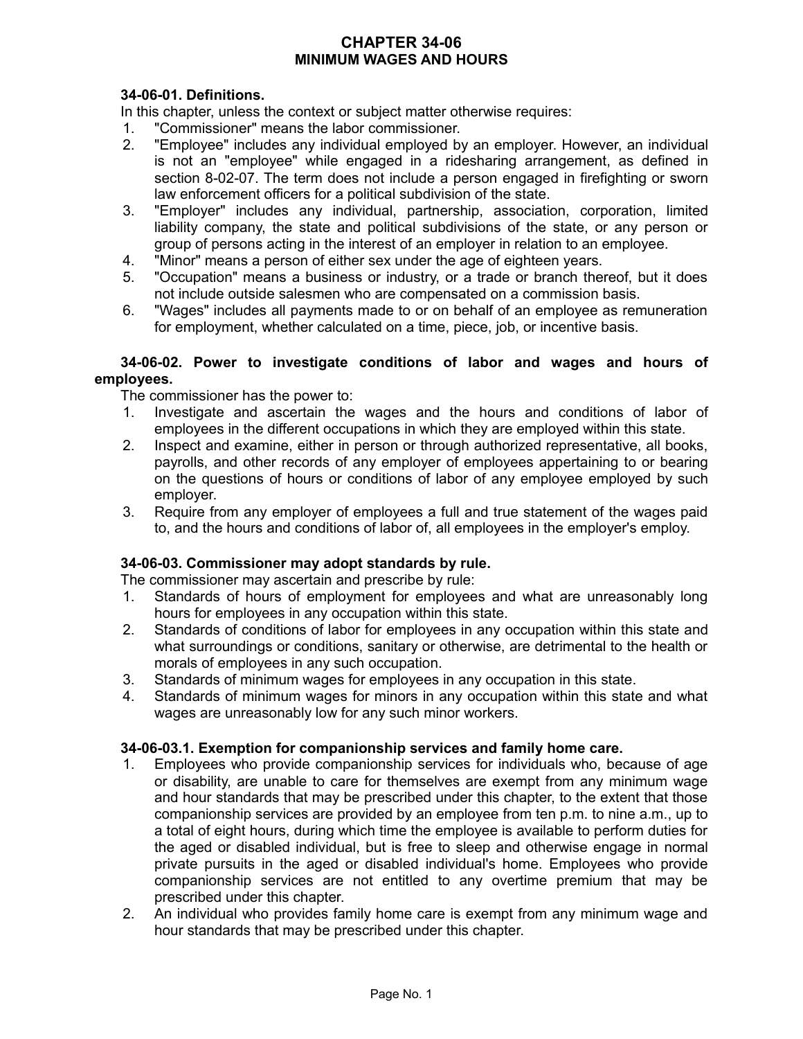# CHAPTER 34-06
# MINIMUM WAGES AND HOURS

**34-06-01. Definitions.**

In this chapter, unless the context or subject matter otherwise requires:

1. "Commissioner" means the labor commissioner.
2. "Employee" includes any individual employed by an employer. However, an individual is not an "employee" while engaged in a ridesharing arrangement, as defined in section 8-02-07. The term does not include a person engaged in firefighting or sworn law enforcement officers for a political subdivision of the state.
3. "Employer" includes any individual, partnership, association, corporation, limited liability company, the state and political subdivisions of the state, or any person or group of persons acting in the interest of an employer in relation to an employee.
4. "Minor" means a person of either sex under the age of eighteen years.
5. "Occupation" means a business or industry, or a trade or branch thereof, but it does not include outside salesmen who are compensated on a commission basis.
6. "Wages" includes all payments made to or on behalf of an employee as remuneration for employment, whether calculated on a time, piece, job, or incentive basis.

**34-06-02. Power to investigate conditions of labor and wages and hours of employees.**

The commissioner has the power to:

1. Investigate and ascertain the wages and the hours and conditions of labor of employees in the different occupations in which they are employed within this state.
2. Inspect and examine, either in person or through authorized representative, all books, payrolls, and other records of any employer of employees appertaining to or bearing on the questions of hours or conditions of labor of any employee employed by such employer.
3. Require from any employer of employees a full and true statement of the wages paid to, and the hours and conditions of labor of, all employees in the employer's employ.

**34-06-03. Commissioner may adopt standards by rule.**

The commissioner may ascertain and prescribe by rule:

1. Standards of hours of employment for employees and what are unreasonably long hours for employees in any occupation within this state.
2. Standards of conditions of labor for employees in any occupation within this state and what surroundings or conditions, sanitary or otherwise, are detrimental to the health or morals of employees in any such occupation.
3. Standards of minimum wages for employees in any occupation in this state.
4. Standards of minimum wages for minors in any occupation within this state and what wages are unreasonably low for any such minor workers.

**34-06-03.1. Exemption for companionship services and family home care.**

1. Employees who provide companionship services for individuals who, because of age or disability, are unable to care for themselves are exempt from any minimum wage and hour standards that may be prescribed under this chapter, to the extent that those companionship services are provided by an employee from ten p.m. to nine a.m., up to a total of eight hours, during which time the employee is available to perform duties for the aged or disabled individual, but is free to sleep and otherwise engage in normal private pursuits in the aged or disabled individual's home. Employees who provide companionship services are not entitled to any overtime premium that may be prescribed under this chapter.
2. An individual who provides family home care is exempt from any minimum wage and hour standards that may be prescribed under this chapter.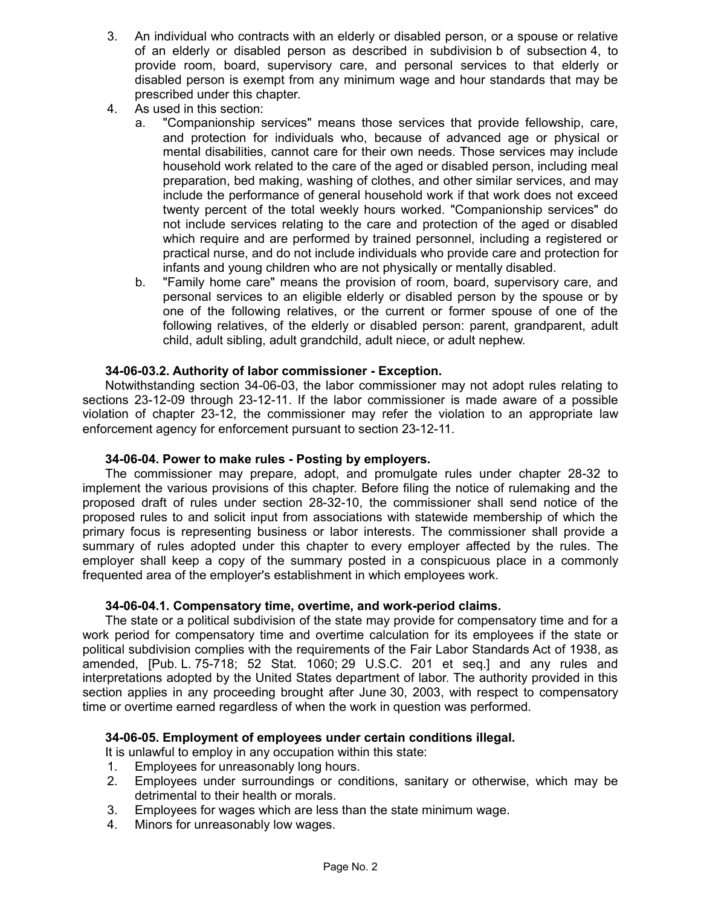3. An individual who contracts with an elderly or disabled person, or a spouse or relative of an elderly or disabled person as described in subdivision b of subsection 4, to provide room, board, supervisory care, and personal services to that elderly or disabled person is exempt from any minimum wage and hour standards that may be prescribed under this chapter.
4. As used in this section:
   a. "Companionship services" means those services that provide fellowship, care, and protection for individuals who, because of advanced age or physical or mental disabilities, cannot care for their own needs. Those services may include household work related to the care of the aged or disabled person, including meal preparation, bed making, washing of clothes, and other similar services, and may include the performance of general household work if that work does not exceed twenty percent of the total weekly hours worked. "Companionship services" do not include services relating to the care and protection of the aged or disabled which require and are performed by trained personnel, including a registered or practical nurse, and do not include individuals who provide care and protection for infants and young children who are not physically or mentally disabled.
   b. "Family home care" means the provision of room, board, supervisory care, and personal services to an eligible elderly or disabled person by the spouse or by one of the following relatives, or the current or former spouse of one of the following relatives, of the elderly or disabled person: parent, grandparent, adult child, adult sibling, adult grandchild, adult niece, or adult nephew.

**34-06-03.2. Authority of labor commissioner - Exception.**

Notwithstanding section 34-06-03, the labor commissioner may not adopt rules relating to sections 23-12-09 through 23-12-11. If the labor commissioner is made aware of a possible violation of chapter 23-12, the commissioner may refer the violation to an appropriate law enforcement agency for enforcement pursuant to section 23-12-11.

**34-06-04. Power to make rules - Posting by employers.**

The commissioner may prepare, adopt, and promulgate rules under chapter 28-32 to implement the various provisions of this chapter. Before filing the notice of rulemaking and the proposed draft of rules under section 28-32-10, the commissioner shall send notice of the proposed rules to and solicit input from associations with statewide membership of which the primary focus is representing business or labor interests. The commissioner shall provide a summary of rules adopted under this chapter to every employer affected by the rules. The employer shall keep a copy of the summary posted in a conspicuous place in a commonly frequented area of the employer's establishment in which employees work.

**34-06-04.1. Compensatory time, overtime, and work-period claims.**

The state or a political subdivision of the state may provide for compensatory time and for a work period for compensatory time and overtime calculation for its employees if the state or political subdivision complies with the requirements of the Fair Labor Standards Act of 1938, as amended, [Pub. L. 75-718; 52 Stat. 1060; 29 U.S.C. 201 et seq.] and any rules and interpretations adopted by the United States department of labor. The authority provided in this section applies in any proceeding brought after June 30, 2003, with respect to compensatory time or overtime earned regardless of when the work in question was performed.

**34-06-05. Employment of employees under certain conditions illegal.**

It is unlawful to employ in any occupation within this state:

1. Employees for unreasonably long hours.
2. Employees under surroundings or conditions, sanitary or otherwise, which may be detrimental to their health or morals.
3. Employees for wages which are less than the state minimum wage.
4. Minors for unreasonably low wages.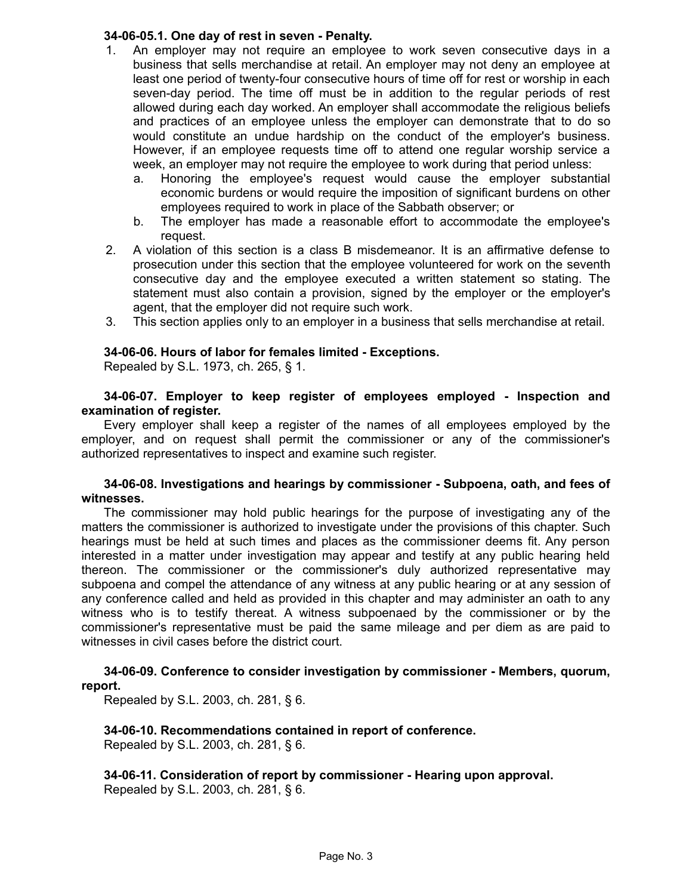**34-06-05.1. One day of rest in seven - Penalty.**

1. An employer may not require an employee to work seven consecutive days in a business that sells merchandise at retail. An employer may not deny an employee at least one period of twenty-four consecutive hours of time off for rest or worship in each seven-day period. The time off must be in addition to the regular periods of rest allowed during each day worked. An employer shall accommodate the religious beliefs and practices of an employee unless the employer can demonstrate that to do so would constitute an undue hardship on the conduct of the employer's business. However, if an employee requests time off to attend one regular worship service a week, an employer may not require the employee to work during that period unless:
   a. Honoring the employee's request would cause the employer substantial economic burdens or would require the imposition of significant burdens on other employees required to work in place of the Sabbath observer; or
   b. The employer has made a reasonable effort to accommodate the employee's request.
2. A violation of this section is a class B misdemeanor. It is an affirmative defense to prosecution under this section that the employee volunteered for work on the seventh consecutive day and the employee executed a written statement so stating. The statement must also contain a provision, signed by the employer or the employer's agent, that the employer did not require such work.
3. This section applies only to an employer in a business that sells merchandise at retail.

**34-06-06. Hours of labor for females limited - Exceptions.**

Repealed by S.L. 1973, ch. 265, § 1.

**34-06-07. Employer to keep register of employees employed - Inspection and examination of register.**

Every employer shall keep a register of the names of all employees employed by the employer, and on request shall permit the commissioner or any of the commissioner's authorized representatives to inspect and examine such register.

**34-06-08. Investigations and hearings by commissioner - Subpoena, oath, and fees of witnesses.**

The commissioner may hold public hearings for the purpose of investigating any of the matters the commissioner is authorized to investigate under the provisions of this chapter. Such hearings must be held at such times and places as the commissioner deems fit. Any person interested in a matter under investigation may appear and testify at any public hearing held thereon. The commissioner or the commissioner's duly authorized representative may subpoena and compel the attendance of any witness at any public hearing or at any session of any conference called and held as provided in this chapter and may administer an oath to any witness who is to testify thereat. A witness subpoenaed by the commissioner or by the commissioner's representative must be paid the same mileage and per diem as are paid to witnesses in civil cases before the district court.

**34-06-09. Conference to consider investigation by commissioner - Members, quorum, report.**

Repealed by S.L. 2003, ch. 281, § 6.

**34-06-10. Recommendations contained in report of conference.**

Repealed by S.L. 2003, ch. 281, § 6.

**34-06-11. Consideration of report by commissioner - Hearing upon approval.**

Repealed by S.L. 2003, ch. 281, § 6.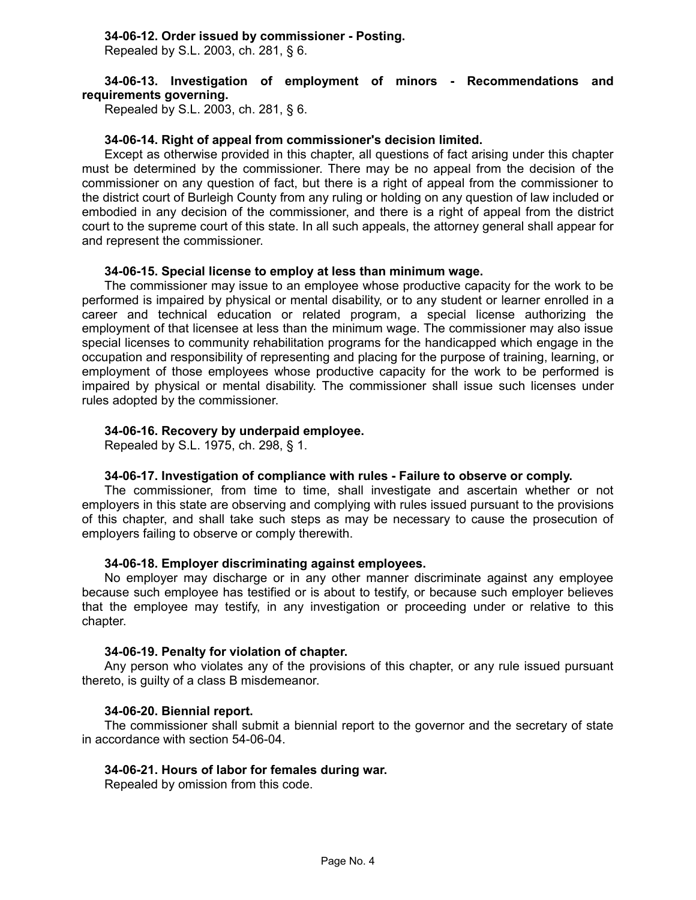**34-06-12. Order issued by commissioner - Posting.**

Repealed by S.L. 2003, ch. 281, § 6.

**34-06-13. Investigation of employment of minors - Recommendations and requirements governing.**

Repealed by S.L. 2003, ch. 281, § 6.

**34-06-14. Right of appeal from commissioner's decision limited.**

Except as otherwise provided in this chapter, all questions of fact arising under this chapter must be determined by the commissioner. There may be no appeal from the decision of the commissioner on any question of fact, but there is a right of appeal from the commissioner to the district court of Burleigh County from any ruling or holding on any question of law included or embodied in any decision of the commissioner, and there is a right of appeal from the district court to the supreme court of this state. In all such appeals, the attorney general shall appear for and represent the commissioner.

**34-06-15. Special license to employ at less than minimum wage.**

The commissioner may issue to an employee whose productive capacity for the work to be performed is impaired by physical or mental disability, or to any student or learner enrolled in a career and technical education or related program, a special license authorizing the employment of that licensee at less than the minimum wage. The commissioner may also issue special licenses to community rehabilitation programs for the handicapped which engage in the occupation and responsibility of representing and placing for the purpose of training, learning, or employment of those employees whose productive capacity for the work to be performed is impaired by physical or mental disability. The commissioner shall issue such licenses under rules adopted by the commissioner.

**34-06-16. Recovery by underpaid employee.**

Repealed by S.L. 1975, ch. 298, § 1.

**34-06-17. Investigation of compliance with rules - Failure to observe or comply.**

The commissioner, from time to time, shall investigate and ascertain whether or not employers in this state are observing and complying with rules issued pursuant to the provisions of this chapter, and shall take such steps as may be necessary to cause the prosecution of employers failing to observe or comply therewith.

**34-06-18. Employer discriminating against employees.**

No employer may discharge or in any other manner discriminate against any employee because such employee has testified or is about to testify, or because such employer believes that the employee may testify, in any investigation or proceeding under or relative to this chapter.

**34-06-19. Penalty for violation of chapter.**

Any person who violates any of the provisions of this chapter, or any rule issued pursuant thereto, is guilty of a class B misdemeanor.

**34-06-20. Biennial report.**

The commissioner shall submit a biennial report to the governor and the secretary of state in accordance with section 54-06-04.

**34-06-21. Hours of labor for females during war.**

Repealed by omission from this code.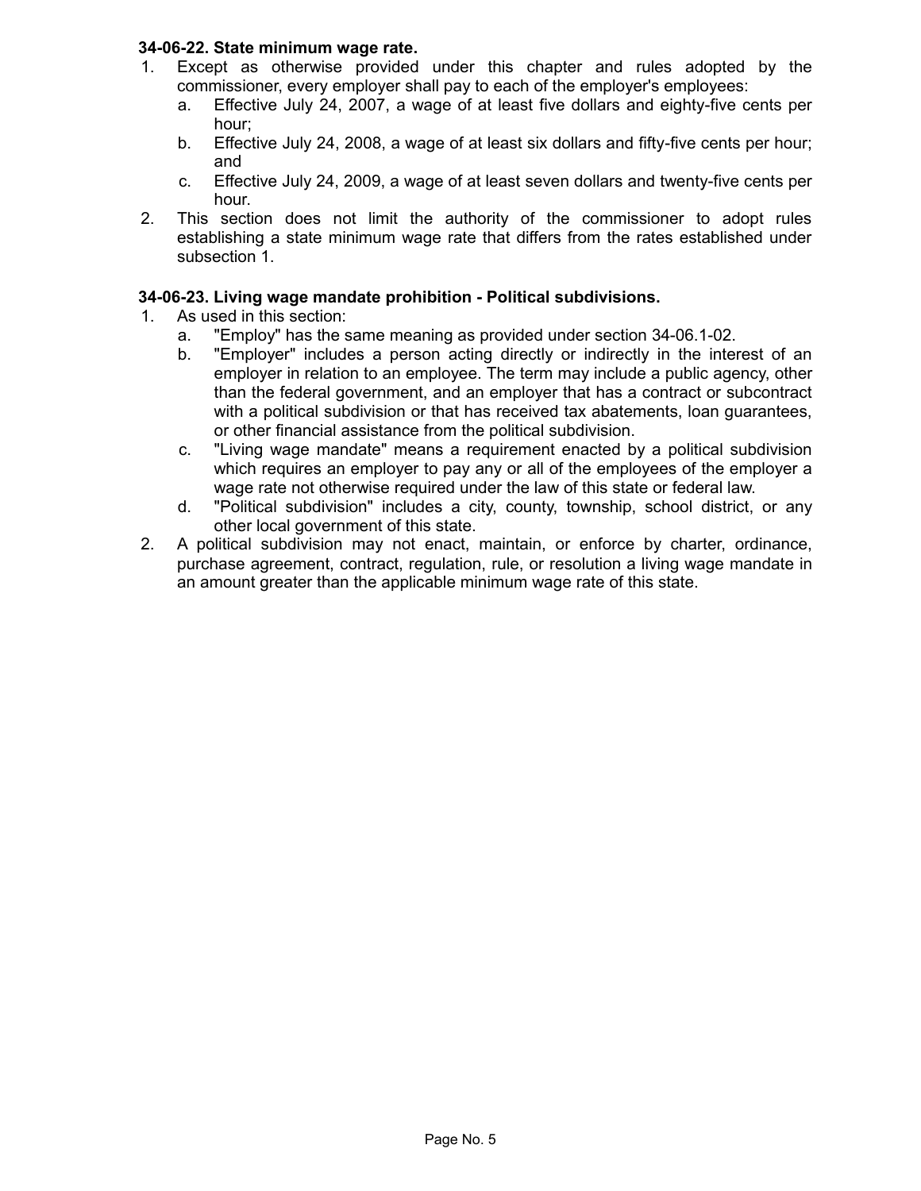**34-06-22. State minimum wage rate.**

1. Except as otherwise provided under this chapter and rules adopted by the commissioner, every employer shall pay to each of the employer's employees:
   a. Effective July 24, 2007, a wage of at least five dollars and eighty-five cents per hour;
   b. Effective July 24, 2008, a wage of at least six dollars and fifty-five cents per hour; and
   c. Effective July 24, 2009, a wage of at least seven dollars and twenty-five cents per hour.
2. This section does not limit the authority of the commissioner to adopt rules establishing a state minimum wage rate that differs from the rates established under subsection 1.

**34-06-23. Living wage mandate prohibition - Political subdivisions.**

1. As used in this section:
   a. "Employ" has the same meaning as provided under section 34-06.1-02.
   b. "Employer" includes a person acting directly or indirectly in the interest of an employer in relation to an employee. The term may include a public agency, other than the federal government, and an employer that has a contract or subcontract with a political subdivision or that has received tax abatements, loan guarantees, or other financial assistance from the political subdivision.
   c. "Living wage mandate" means a requirement enacted by a political subdivision which requires an employer to pay any or all of the employees of the employer a wage rate not otherwise required under the law of this state or federal law.
   d. "Political subdivision" includes a city, county, township, school district, or any other local government of this state.
2. A political subdivision may not enact, maintain, or enforce by charter, ordinance, purchase agreement, contract, regulation, rule, or resolution a living wage mandate in an amount greater than the applicable minimum wage rate of this state.